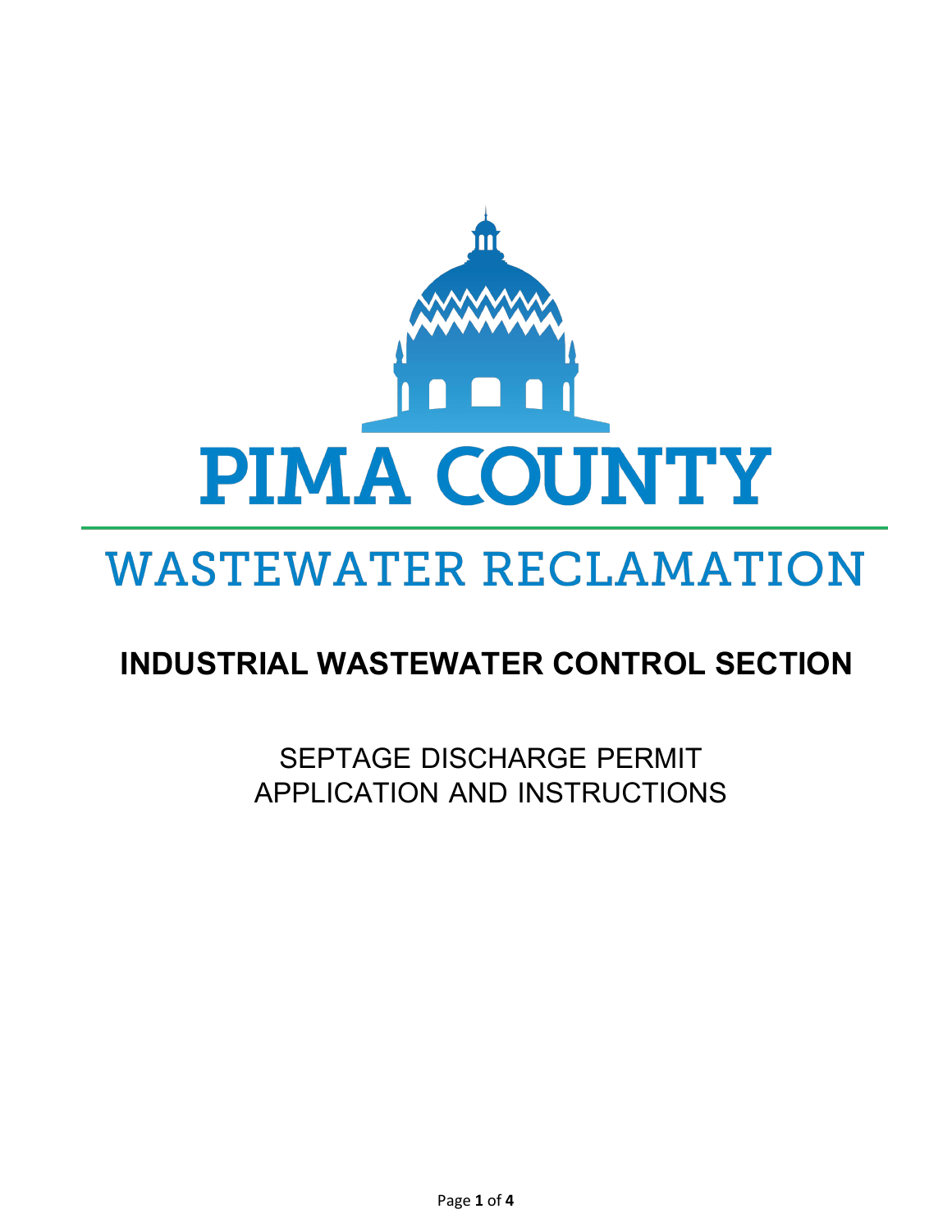# PIMA COUNTY

## WASTEWATER RECLAMATION

## INDUSTRIAL WASTEWATER CONTROL SECTION

SEPTAGE DISCHARGE PERMIT
APPLICATION AND INSTRUCTIONS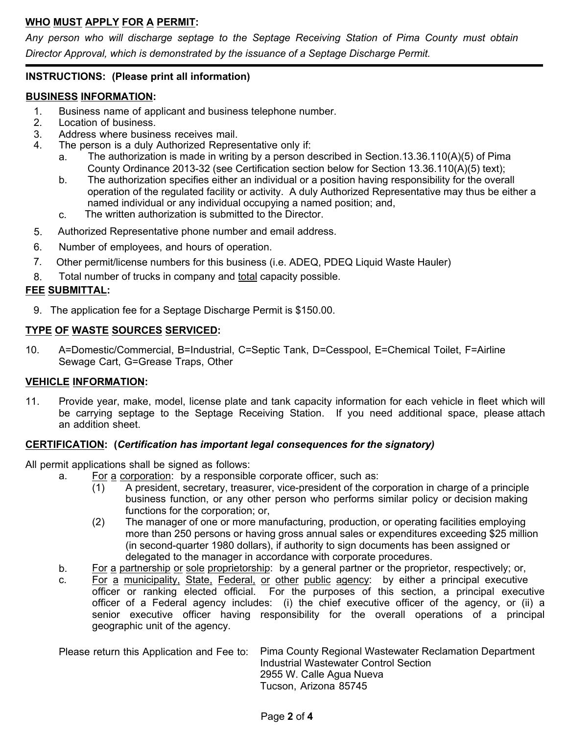## WHO MUST APPLY FOR A PERMIT:

*Any person who will discharge septage to the Septage Receiving Station of Pima County must obtain Director Approval, which is demonstrated by the issuance of a Septage Discharge Permit.*

---

## INSTRUCTIONS: (Please print all information)

### BUSINESS INFORMATION:

1. Business name of applicant and business telephone number.
2. Location of business.
3. Address where business receives mail.
4. The person is a duly Authorized Representative only if:
   a. The authorization is made in writing by a person described in Section.13.36.110(A)(5) of Pima County Ordinance 2013-32 (see Certification section below for Section 13.36.110(A)(5) text);
   b. The authorization specifies either an individual or a position having responsibility for the overall operation of the regulated facility or activity. A duly Authorized Representative may thus be either a named individual or any individual occupying a named position; and,
   c. The written authorization is submitted to the Director.
5. Authorized Representative phone number and email address.
6. Number of employees, and hours of operation.
7. Other permit/license numbers for this business (i.e. ADEQ, PDEQ Liquid Waste Hauler)
8. Total number of trucks in company and total capacity possible.

### FEE SUBMITTAL:

9. The application fee for a Septage Discharge Permit is $150.00.

### TYPE OF WASTE SOURCES SERVICED:

10. A=Domestic/Commercial, B=Industrial, C=Septic Tank, D=Cesspool, E=Chemical Toilet, F=Airline Sewage Cart, G=Grease Traps, Other

### VEHICLE INFORMATION:

11. Provide year, make, model, license plate and tank capacity information for each vehicle in fleet which will be carrying septage to the Septage Receiving Station. If you need additional space, please attach an addition sheet.

### CERTIFICATION: (*Certification has important legal consequences for the signatory)*

All permit applications shall be signed as follows:

a. For a corporation: by a responsible corporate officer, such as:
   (1) A president, secretary, treasurer, vice-president of the corporation in charge of a principle business function, or any other person who performs similar policy or decision making functions for the corporation; or,
   (2) The manager of one or more manufacturing, production, or operating facilities employing more than 250 persons or having gross annual sales or expenditures exceeding $25 million (in second-quarter 1980 dollars), if authority to sign documents has been assigned or delegated to the manager in accordance with corporate procedures.

b. For a partnership or sole proprietorship: by a general partner or the proprietor, respectively; or,

c. For a municipality, State, Federal, or other public agency: by either a principal executive officer or ranking elected official. For the purposes of this section, a principal executive officer of a Federal agency includes: (i) the chief executive officer of the agency, or (ii) a senior executive officer having responsibility for the overall operations of a principal geographic unit of the agency.

Please return this Application and Fee to:

Pima County Regional Wastewater Reclamation Department
Industrial Wastewater Control Section
2955 W. Calle Agua Nueva
Tucson, Arizona 85745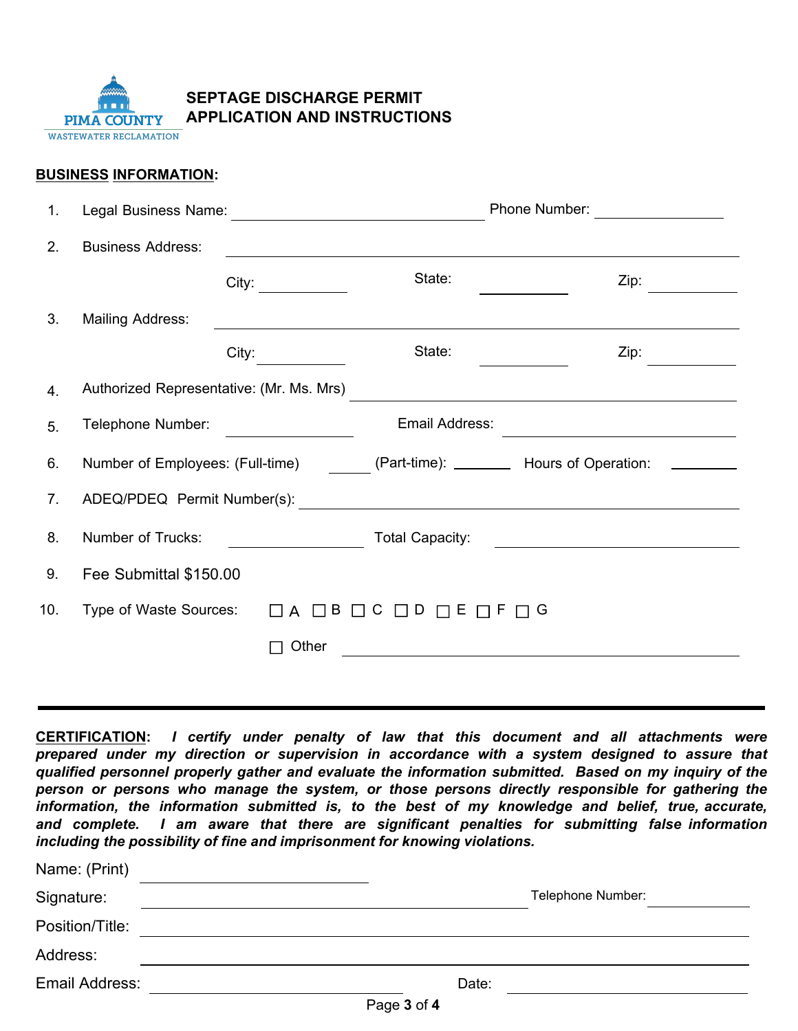PIMA COUNTY
WASTEWATER RECLAMATION

# SEPTAGE DISCHARGE PERMIT APPLICATION AND INSTRUCTIONS

**BUSINESS INFORMATION:**

1. Legal Business Name: ______________________ Phone Number: ______________
2. Business Address: ______________________________________________

   City: ____________ State: ____________ Zip: ____________
3. Mailing Address: ______________________________________________

   City: ____________ State: ____________ Zip: ____________
4. Authorized Representative: (Mr. Ms. Mrs) ______________________________
5. Telephone Number: ______________ Email Address: ______________________
6. Number of Employees: (Full-time) ______ (Part-time): ______ Hours of Operation: ______
7. ADEQ/PDEQ Permit Number(s): ______________________________________
8. Number of Trucks: ______________ Total Capacity: ______________________
9. Fee Submittal $150.00
10. Type of Waste Sources: ☐ A ☐ B ☐ C ☐ D ☐ E ☐ F ☐ G

    ☐ Other ______________________________________

---

**CERTIFICATION:** ***I certify under penalty of law that this document and all attachments were prepared under my direction or supervision in accordance with a system designed to assure that qualified personnel properly gather and evaluate the information submitted. Based on my inquiry of the person or persons who manage the system, or those persons directly responsible for gathering the information, the information submitted is, to the best of my knowledge and belief, true, accurate, and complete. I am aware that there are significant penalties for submitting false information including the possibility of fine and imprisonment for knowing violations.***

Name: (Print) ______________________

Signature: ______________________ Telephone Number: ______________

Position/Title: ______________________________________

Address: ______________________________________

Email Address: ______________________ Date: ______________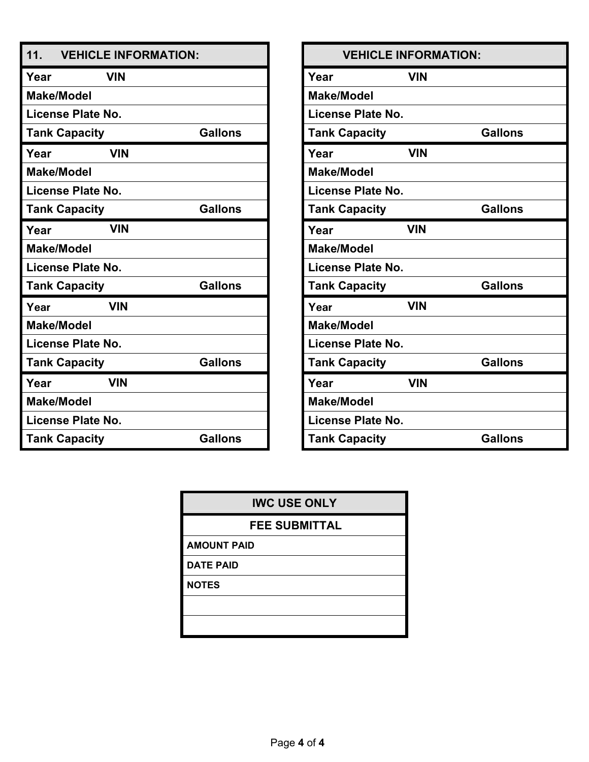## 11. VEHICLE INFORMATION:

| | |
|---|---|
| Year | VIN |
| Make/Model | |
| License Plate No. | |
| Tank Capacity | Gallons |
| Year | VIN |
| Make/Model | |
| License Plate No. | |
| Tank Capacity | Gallons |
| Year | VIN |
| Make/Model | |
| License Plate No. | |
| Tank Capacity | Gallons |
| Year | VIN |
| Make/Model | |
| License Plate No. | |
| Tank Capacity | Gallons |
| Year | VIN |
| Make/Model | |
| License Plate No. | |
| Tank Capacity | Gallons |

## VEHICLE INFORMATION:

| | |
|---|---|
| Year | VIN |
| Make/Model | |
| License Plate No. | |
| Tank Capacity | Gallons |
| Year | VIN |
| Make/Model | |
| License Plate No. | |
| Tank Capacity | Gallons |
| Year | VIN |
| Make/Model | |
| License Plate No. | |
| Tank Capacity | Gallons |
| Year | VIN |
| Make/Model | |
| License Plate No. | |
| Tank Capacity | Gallons |
| Year | VIN |
| Make/Model | |
| License Plate No. | |
| Tank Capacity | Gallons |

| IWC USE ONLY |
|---|
| **FEE SUBMITTAL** |
| AMOUNT PAID |
| DATE PAID |
| NOTES |
| |
| |